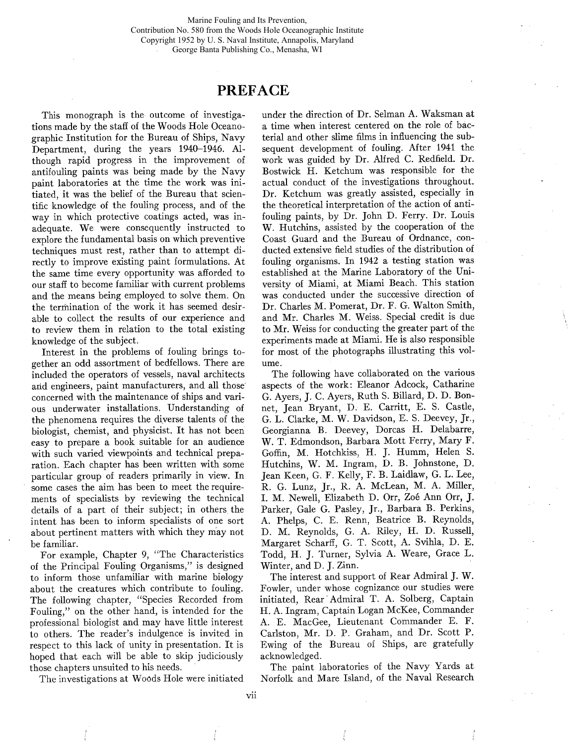Marine Fouling and Its Prevention,
Contribution No. 580 from the Woods Hole Oceanographic Institute
Copyright 1952 by U. S. Naval Institute, Annapolis, Maryland
George Banta Publishing Co., Menasha, WI

# PREFACE

This monograph is the outcome of investigations made by the staff of the Woods Hole Oceanographic Institution for the Bureau of Ships, Navy Department, during the years 1940–1946. Although rapid progress in the improvement of antifouling paints was being made by the Navy paint laboratories at the time the work was initiated, it was the belief of the Bureau that scientific knowledge of the fouling process, and of the way in which protective coatings acted, was inadequate. We were consequently instructed to explore the fundamental basis on which preventive techniques must rest, rather than to attempt directly to improve existing paint formulations. At the same time every opportunity was afforded to our staff to become familiar with current problems and the means being employed to solve them. On the termination of the work it has seemed desirable to collect the results of our experience and to review them in relation to the total existing knowledge of the subject.

Interest in the problems of fouling brings together an odd assortment of bedfellows. There are included the operators of vessels, naval architects and engineers, paint manufacturers, and all those concerned with the maintenance of ships and various underwater installations. Understanding of the phenomena requires the diverse talents of the biologist, chemist, and physicist. It has not been easy to prepare a book suitable for an audience with such varied viewpoints and technical preparation. Each chapter has been written with some particular group of readers primarily in view. In some cases the aim has been to meet the requirements of specialists by reviewing the technical details of a part of their subject; in others the intent has been to inform specialists of one sort about pertinent matters with which they may not be familiar.

For example, Chapter 9, "The Characteristics of the Principal Fouling Organisms," is designed to inform those unfamiliar with marine biology about the creatures which contribute to fouling. The following chapter, "Species Recorded from Fouling," on the other hand, is intended for the professional biologist and may have little interest to others. The reader's indulgence is invited in respect to this lack of unity in presentation. It is hoped that each will be able to skip judiciously those chapters unsuited to his needs.

The investigations at Woods Hole were initiated under the direction of Dr. Selman A. Waksman at a time when interest centered on the role of bacterial and other slime films in influencing the subsequent development of fouling. After 1941 the work was guided by Dr. Alfred C. Redfield. Dr. Bostwick H. Ketchum was responsible for the actual conduct of the investigations throughout. Dr. Ketchum was greatly assisted, especially in the theoretical interpretation of the action of antifouling paints, by Dr. John D. Ferry. Dr. Louis W. Hutchins, assisted by the cooperation of the Coast Guard and the Bureau of Ordnance, conducted extensive field studies of the distribution of fouling organisms. In 1942 a testing station was established at the Marine Laboratory of the University of Miami, at Miami Beach. This station was conducted under the successive direction of Dr. Charles M. Pomerat, Dr. F. G. Walton Smith, and Mr. Charles M. Weiss. Special credit is due to Mr. Weiss for conducting the greater part of the experiments made at Miami. He is also responsible for most of the photographs illustrating this volume.

The following have collaborated on the various aspects of the work: Eleanor Adcock, Catharine G. Ayers, J. C. Ayers, Ruth S. Billard, D. D. Bonnet, Jean Bryant, D. E. Carritt, E. S. Castle, G. L. Clarke, M. W. Davidson, E. S. Deevey, Jr., Georgianna B. Deevey, Dorcas H. Delabarre, W. T. Edmondson, Barbara Mott Ferry, Mary F. Goffin, M. Hotchkiss, H. J. Humm, Helen S. Hutchins, W. M. Ingram, D. B. Johnstone, D. Jean Keen, G. F. Kelly, F. B. Laidlaw, G. L. Lee, R. G. Lunz, Jr., R. A. McLean, M. A. Miller, I. M. Newell, Elizabeth D. Orr, Zoé Ann Orr, J. Parker, Gale G. Pasley, Jr., Barbara B. Perkins, A. Phelps, C. E. Renn, Beatrice B. Reynolds, D. M. Reynolds, G. A. Riley, H. D. Russell, Margaret Scharff, G. T. Scott, A. Svihla, D. E. Todd, H. J. Turner, Sylvia A. Weare, Grace L. Winter, and D. J. Zinn.

The interest and support of Rear Admiral J. W. Fowler, under whose cognizance our studies were initiated, Rear Admiral T. A. Solberg, Captain H. A. Ingram, Captain Logan McKee, Commander A. E. MacGee, Lieutenant Commander E. F. Carlston, Mr. D. P. Graham, and Dr. Scott P. Ewing of the Bureau of Ships, are gratefully acknowledged.

The paint laboratories of the Navy Yards at Norfolk and Mare Island, of the Naval Research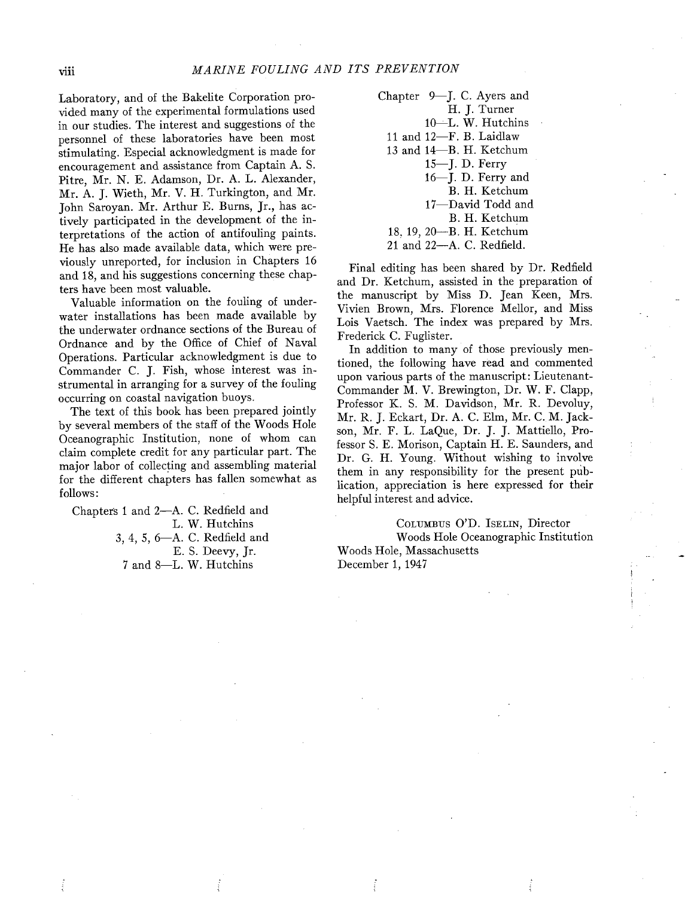Laboratory, and of the Bakelite Corporation provided many of the experimental formulations used in our studies. The interest and suggestions of the personnel of these laboratories have been most stimulating. Especial acknowledgment is made for encouragement and assistance from Captain A. S. Pitre, Mr. N. E. Adamson, Dr. A. L. Alexander, Mr. A. J. Wieth, Mr. V. H. Turkington, and Mr. John Saroyan. Mr. Arthur E. Burns, Jr., has actively participated in the development of the interpretations of the action of antifouling paints. He has also made available data, which were previously unreported, for inclusion in Chapters 16 and 18, and his suggestions concerning these chapters have been most valuable.

Valuable information on the fouling of underwater installations has been made available by the underwater ordnance sections of the Bureau of Ordnance and by the Office of Chief of Naval Operations. Particular acknowledgment is due to Commander C. J. Fish, whose interest was instrumental in arranging for a survey of the fouling occurring on coastal navigation buoys.

The text of this book has been prepared jointly by several members of the staff of the Woods Hole Oceanographic Institution, none of whom can claim complete credit for any particular part. The major labor of collecting and assembling material for the different chapters has fallen somewhat as follows:

Chapters 1 and 2—A. C. Redfield and L. W. Hutchins  
3, 4, 5, 6—A. C. Redfield and E. S. Deevy, Jr.  
7 and 8—L. W. Hutchins  
Chapter 9—J. C. Ayers and H. J. Turner  
10—L. W. Hutchins  
11 and 12—F. B. Laidlaw  
13 and 14—B. H. Ketchum  
15—J. D. Ferry  
16—J. D. Ferry and B. H. Ketchum  
17—David Todd and B. H. Ketchum  
18, 19, 20—B. H. Ketchum  
21 and 22—A. C. Redfield.

Final editing has been shared by Dr. Redfield and Dr. Ketchum, assisted in the preparation of the manuscript by Miss D. Jean Keen, Mrs. Vivien Brown, Mrs. Florence Mellor, and Miss Lois Vaetsch. The index was prepared by Mrs. Frederick C. Fuglister.

In addition to many of those previously mentioned, the following have read and commented upon various parts of the manuscript: Lieutenant-Commander M. V. Brewington, Dr. W. F. Clapp, Professor K. S. M. Davidson, Mr. R. Devoluy, Mr. R. J. Eckart, Dr. A. C. Elm, Mr. C. M. Jackson, Mr. F. L. LaQue, Dr. J. J. Mattiello, Professor S. E. Morison, Captain H. E. Saunders, and Dr. G. H. Young. Without wishing to involve them in any responsibility for the present publication, appreciation is here expressed for their helpful interest and advice.

Columbus O'D. Iselin, Director  
Woods Hole Oceanographic Institution

Woods Hole, Massachusetts  
December 1, 1947